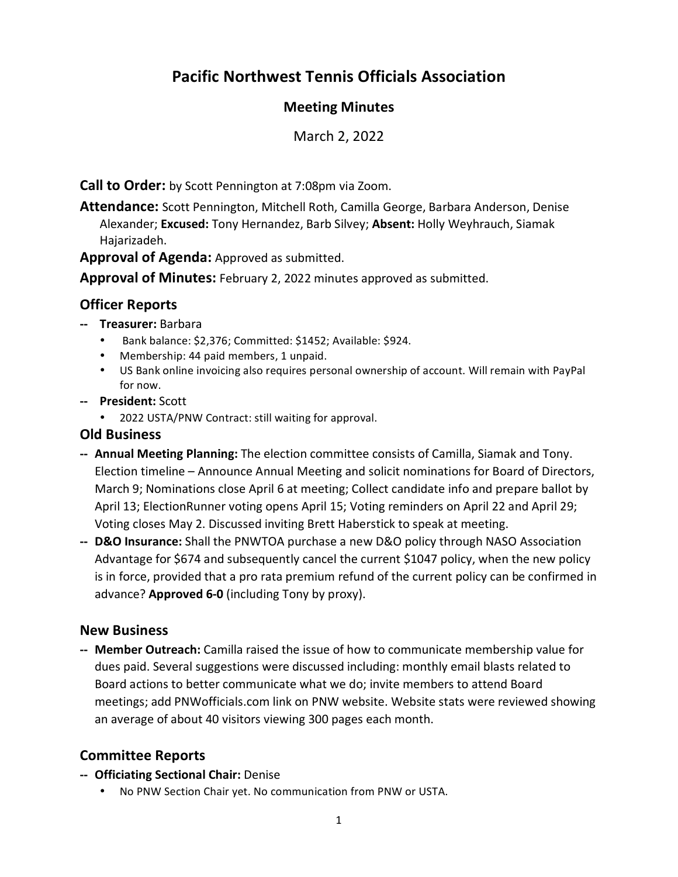# Pacific Northwest Tennis Officials Association

## Meeting Minutes

March 2, 2022

**Call to Order:** by Scott Pennington at 7:08pm via Zoom.

**Attendance:** Scott Pennington, Mitchell Roth, Camilla George, Barbara Anderson, Denise Alexander; **Excused:** Tony Hernandez, Barb Silvey; **Absent:** Holly Weyhrauch, Siamak Hajarizadeh.

**Approval of Agenda:** Approved as submitted.

**Approval of Minutes:** February 2, 2022 minutes approved as submitted.

### Officer Reports

- **Treasurer:** Barbara
  - Bank balance: $2,376; Committed: $1452; Available: $924.
  - Membership: 44 paid members, 1 unpaid.
  - US Bank online invoicing also requires personal ownership of account. Will remain with PayPal for now.
- **President:** Scott
  - 2022 USTA/PNW Contract: still waiting for approval.

### Old Business

- **Annual Meeting Planning:** The election committee consists of Camilla, Siamak and Tony. Election timeline – Announce Annual Meeting and solicit nominations for Board of Directors, March 9; Nominations close April 6 at meeting; Collect candidate info and prepare ballot by April 13; ElectionRunner voting opens April 15; Voting reminders on April 22 and April 29; Voting closes May 2. Discussed inviting Brett Haberstick to speak at meeting.
- **D&O Insurance:** Shall the PNWTOA purchase a new D&O policy through NASO Association Advantage for $674 and subsequently cancel the current $1047 policy, when the new policy is in force, provided that a pro rata premium refund of the current policy can be confirmed in advance? **Approved 6-0** (including Tony by proxy).

### New Business

- **Member Outreach:** Camilla raised the issue of how to communicate membership value for dues paid. Several suggestions were discussed including: monthly email blasts related to Board actions to better communicate what we do; invite members to attend Board meetings; add PNWofficials.com link on PNW website. Website stats were reviewed showing an average of about 40 visitors viewing 300 pages each month.

### Committee Reports

- **Officiating Sectional Chair:** Denise
  - No PNW Section Chair yet. No communication from PNW or USTA.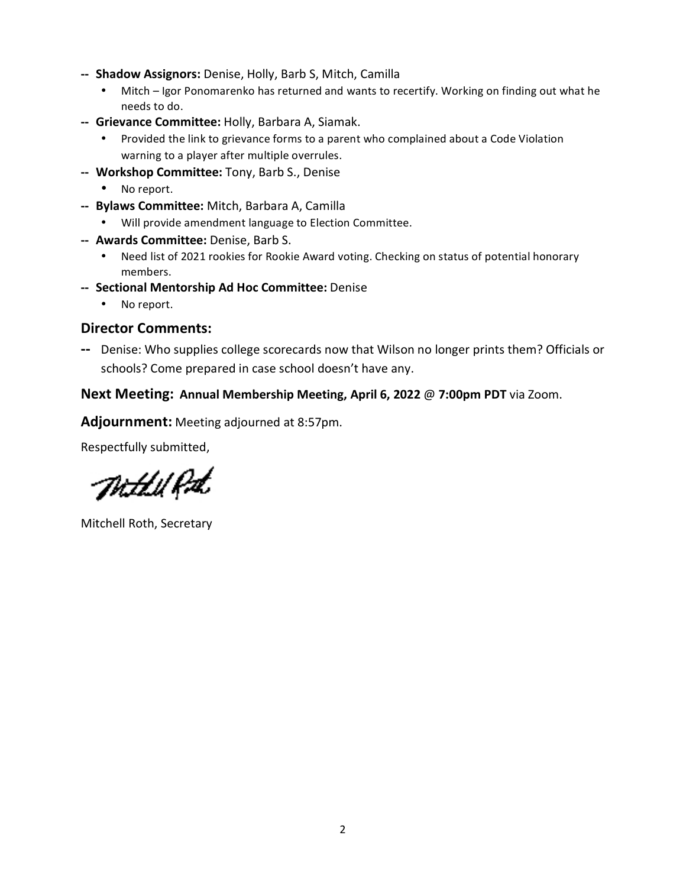-- **Shadow Assignors:** Denise, Holly, Barb S, Mitch, Camilla

- Mitch – Igor Ponomarenko has returned and wants to recertify. Working on finding out what he needs to do.

-- **Grievance Committee:** Holly, Barbara A, Siamak.

- Provided the link to grievance forms to a parent who complained about a Code Violation warning to a player after multiple overrules.

-- **Workshop Committee:** Tony, Barb S., Denise

- No report.

-- **Bylaws Committee:** Mitch, Barbara A, Camilla

- Will provide amendment language to Election Committee.

-- **Awards Committee:** Denise, Barb S.

- Need list of 2021 rookies for Rookie Award voting. Checking on status of potential honorary members.

-- **Sectional Mentorship Ad Hoc Committee:** Denise

- No report.

## Director Comments:

-- Denise: Who supplies college scorecards now that Wilson no longer prints them? Officials or schools? Come prepared in case school doesn't have any.

**Next Meeting:** **Annual Membership Meeting, April 6, 2022** @ **7:00pm PDT** via Zoom.

**Adjournment:** Meeting adjourned at 8:57pm.

Respectfully submitted,

Mitchell Roth, Secretary